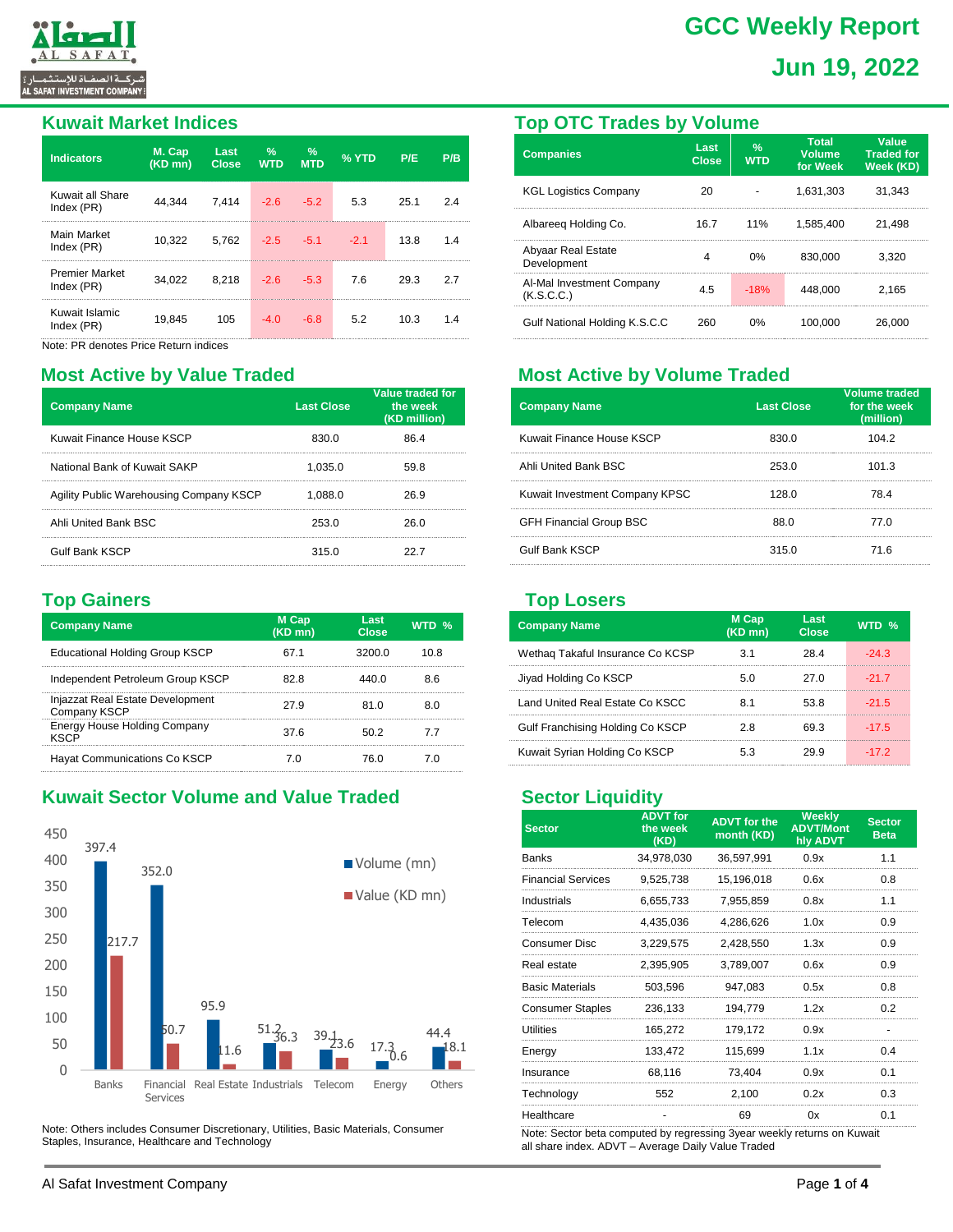# GCC Weekly Report

## Jun 19, 2022

## Kuwait Market Indices

| Indicators | M. Cap (KD mn) | Last Close | % WTD | % MTD | % YTD | P/E | P/B |
|---|---|---|---|---|---|---|---|
| Kuwait all Share Index (PR) | 44,344 | 7,414 | -2.6 | -5.2 | 5.3 | 25.1 | 2.4 |
| Main Market Index (PR) | 10,322 | 5,762 | -2.5 | -5.1 | -2.1 | 13.8 | 1.4 |
| Premier Market Index (PR) | 34,022 | 8,218 | -2.6 | -5.3 | 7.6 | 29.3 | 2.7 |
| Kuwait Islamic Index (PR) | 19,845 | 105 | -4.0 | -6.8 | 5.2 | 10.3 | 1.4 |

Note: PR denotes Price Return indices

## Top OTC Trades by Volume

| Companies | Last Close | % WTD | Total Volume for Week | Value Traded for Week (KD) |
|---|---|---|---|---|
| KGL Logistics Company | 20 | - | 1,631,303 | 31,343 |
| Albareeq Holding Co. | 16.7 | 11% | 1,585,400 | 21,498 |
| Abyaar Real Estate Development | 4 | 0% | 830,000 | 3,320 |
| Al-Mal Investment Company (K.S.C.C.) | 4.5 | -18% | 448,000 | 2,165 |
| Gulf National Holding K.S.C.C | 260 | 0% | 100,000 | 26,000 |

## Most Active by Value Traded

| Company Name | Last Close | Value traded for the week (KD million) |
|---|---|---|
| Kuwait Finance House KSCP | 830.0 | 86.4 |
| National Bank of Kuwait SAKP | 1,035.0 | 59.8 |
| Agility Public Warehousing Company KSCP | 1,088.0 | 26.9 |
| Ahli United Bank BSC | 253.0 | 26.0 |
| Gulf Bank KSCP | 315.0 | 22.7 |

## Most Active by Volume Traded

| Company Name | Last Close | Volume traded for the week (million) |
|---|---|---|
| Kuwait Finance House KSCP | 830.0 | 104.2 |
| Ahli United Bank BSC | 253.0 | 101.3 |
| Kuwait Investment Company KPSC | 128.0 | 78.4 |
| GFH Financial Group BSC | 88.0 | 77.0 |
| Gulf Bank KSCP | 315.0 | 71.6 |

## Top Gainers

| Company Name | M Cap (KD mn) | Last Close | WTD % |
|---|---|---|---|
| Educational Holding Group KSCP | 67.1 | 3200.0 | 10.8 |
| Independent Petroleum Group KSCP | 82.8 | 440.0 | 8.6 |
| Injazzat Real Estate Development Company KSCP | 27.9 | 81.0 | 8.0 |
| Energy House Holding Company KSCP | 37.6 | 50.2 | 7.7 |
| Hayat Communications Co KSCP | 7.0 | 76.0 | 7.0 |

## Top Losers

| Company Name | M Cap (KD mn) | Last Close | WTD % |
|---|---|---|---|
| Wethaq Takaful Insurance Co KCSP | 3.1 | 28.4 | -24.3 |
| Jiyad Holding Co KSCP | 5.0 | 27.0 | -21.7 |
| Land United Real Estate Co KSCC | 8.1 | 53.8 | -21.5 |
| Gulf Franchising Holding Co KSCP | 2.8 | 69.3 | -17.5 |
| Kuwait Syrian Holding Co KSCP | 5.3 | 29.9 | -17.2 |

## Kuwait Sector Volume and Value Traded

| Sector | Volume (mn) | Value (KD mn) |
|---|---|---|
| Banks | 397.4 | 217.7 |
| Financial Services | 352.0 | 50.7 |
| Real Estate | 95.9 | 11.6 |
| Industrials | 51.2 | 36.3 |
| Telecom | 39.1 | 23.6 |
| Energy | 17.3 | 0.6 |
| Others | 44.4 | 18.1 |

Note: Others includes Consumer Discretionary, Utilities, Basic Materials, Consumer Staples, Insurance, Healthcare and Technology

## Sector Liquidity

| Sector | ADVT for the week (KD) | ADVT for the month (KD) | Weekly ADVT/Monthly ADVT | Sector Beta |
|---|---|---|---|---|
| Banks | 34,978,030 | 36,597,991 | 0.9x | 1.1 |
| Financial Services | 9,525,738 | 15,196,018 | 0.6x | 0.8 |
| Industrials | 6,655,733 | 7,955,859 | 0.8x | 1.1 |
| Telecom | 4,435,036 | 4,286,626 | 1.0x | 0.9 |
| Consumer Disc | 3,229,575 | 2,428,550 | 1.3x | 0.9 |
| Real estate | 2,395,905 | 3,789,007 | 0.6x | 0.9 |
| Basic Materials | 503,596 | 947,083 | 0.5x | 0.8 |
| Consumer Staples | 236,133 | 194,779 | 1.2x | 0.2 |
| Utilities | 165,272 | 179,172 | 0.9x | - |
| Energy | 133,472 | 115,699 | 1.1x | 0.4 |
| Insurance | 68,116 | 73,404 | 0.9x | 0.1 |
| Technology | 552 | 2,100 | 0.2x | 0.3 |
| Healthcare | - | 69 | 0x | 0.1 |

Note: Sector beta computed by regressing 3year weekly returns on Kuwait all share index. ADVT – Average Daily Value Traded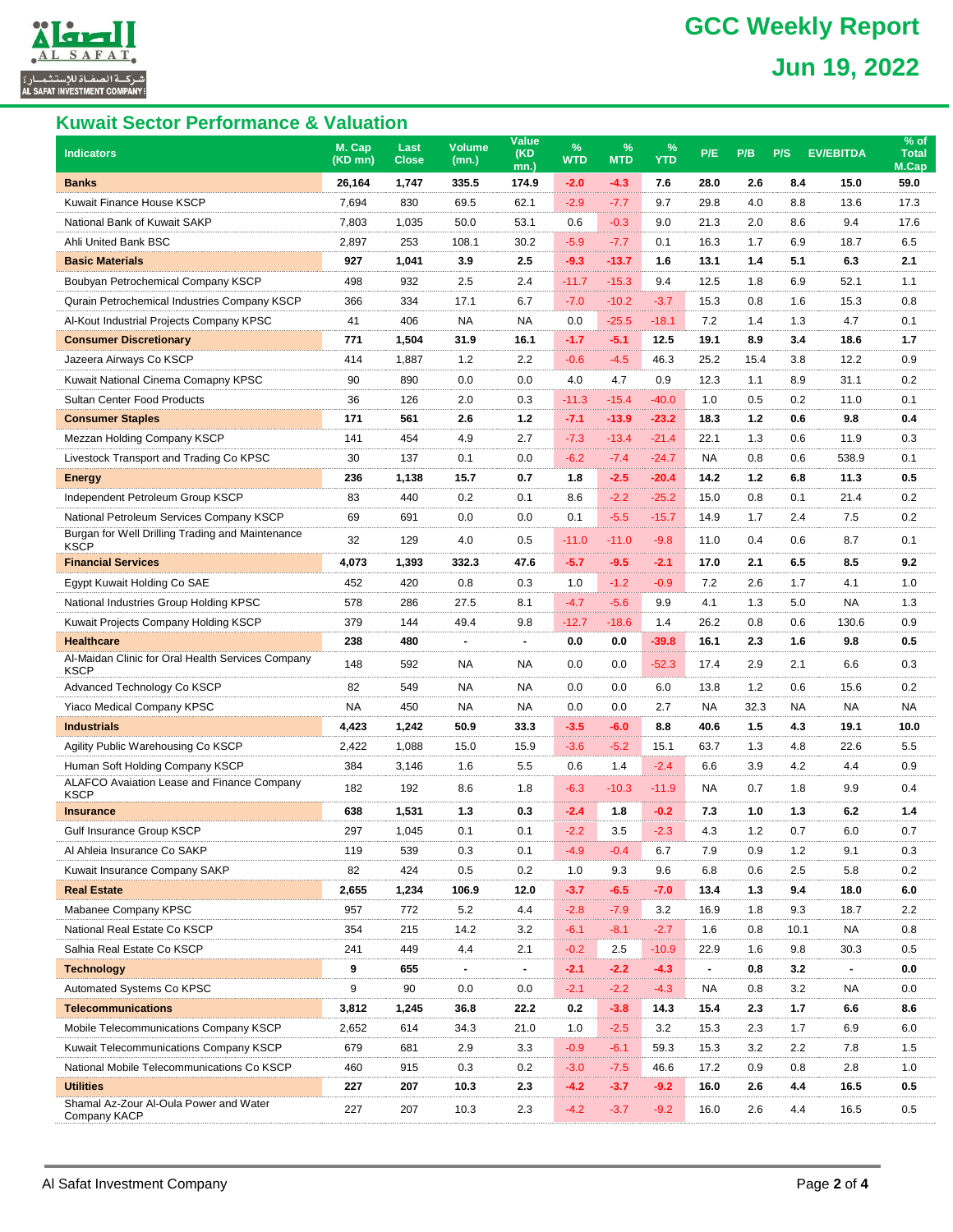## Kuwait Sector Performance & Valuation

| Indicators | M. Cap (KD mn) | Last Close | Volume (mn.) | Value (KD mn.) | % WTD | % MTD | % YTD | P/E | P/B | P/S | EV/EBITDA | % of Total M.Cap |
|---|---|---|---|---|---|---|---|---|---|---|---|---|
| **Banks** | **26,164** | **1,747** | **335.5** | **174.9** | **-2.0** | **-4.3** | **7.6** | **28.0** | **2.6** | **8.4** | **15.0** | **59.0** |
| Kuwait Finance House KSCP | 7,694 | 830 | 69.5 | 62.1 | -2.9 | -7.7 | 9.7 | 29.8 | 4.0 | 8.8 | 13.6 | 17.3 |
| National Bank of Kuwait SAKP | 7,803 | 1,035 | 50.0 | 53.1 | 0.6 | -0.3 | 9.0 | 21.3 | 2.0 | 8.6 | 9.4 | 17.6 |
| Ahli United Bank BSC | 2,897 | 253 | 108.1 | 30.2 | -5.9 | -7.7 | 0.1 | 16.3 | 1.7 | 6.9 | 18.7 | 6.5 |
| **Basic Materials** | **927** | **1,041** | **3.9** | **2.5** | **-9.3** | **-13.7** | **1.6** | **13.1** | **1.4** | **5.1** | **6.3** | **2.1** |
| Boubyan Petrochemical Company KSCP | 498 | 932 | 2.5 | 2.4 | -11.7 | -15.3 | 9.4 | 12.5 | 1.8 | 6.9 | 52.1 | 1.1 |
| Qurain Petrochemical Industries Company KSCP | 366 | 334 | 17.1 | 6.7 | -7.0 | -10.2 | -3.7 | 15.3 | 0.8 | 1.6 | 15.3 | 0.8 |
| Al-Kout Industrial Projects Company KPSC | 41 | 406 | NA | NA | 0.0 | -25.5 | -18.1 | 7.2 | 1.4 | 1.3 | 4.7 | 0.1 |
| **Consumer Discretionary** | **771** | **1,504** | **31.9** | **16.1** | **-1.7** | **-5.1** | **12.5** | **19.1** | **8.9** | **3.4** | **18.6** | **1.7** |
| Jazeera Airways Co KSCP | 414 | 1,887 | 1.2 | 2.2 | -0.6 | -4.5 | 46.3 | 25.2 | 15.4 | 3.8 | 12.2 | 0.9 |
| Kuwait National Cinema Comapny KPSC | 90 | 890 | 0.0 | 0.0 | 4.0 | 4.7 | 0.9 | 12.3 | 1.1 | 8.9 | 31.1 | 0.2 |
| Sultan Center Food Products | 36 | 126 | 2.0 | 0.3 | -11.3 | -15.4 | -40.0 | 1.0 | 0.5 | 0.2 | 11.0 | 0.1 |
| **Consumer Staples** | **171** | **561** | **2.6** | **1.2** | **-7.1** | **-13.9** | **-23.2** | **18.3** | **1.2** | **0.6** | **9.8** | **0.4** |
| Mezzan Holding Company KSCP | 141 | 454 | 4.9 | 2.7 | -7.3 | -13.4 | -21.4 | 22.1 | 1.3 | 0.6 | 11.9 | 0.3 |
| Livestock Transport and Trading Co KPSC | 30 | 137 | 0.1 | 0.0 | -6.2 | -7.4 | -24.7 | NA | 0.8 | 0.6 | 538.9 | 0.1 |
| **Energy** | **236** | **1,138** | **15.7** | **0.7** | **1.8** | **-2.5** | **-20.4** | **14.2** | **1.2** | **6.8** | **11.3** | **0.5** |
| Independent Petroleum Group KSCP | 83 | 440 | 0.2 | 0.1 | 8.6 | -2.2 | -25.2 | 15.0 | 0.8 | 0.1 | 21.4 | 0.2 |
| National Petroleum Services Company KSCP | 69 | 691 | 0.0 | 0.0 | 0.1 | -5.5 | -15.7 | 14.9 | 1.7 | 2.4 | 7.5 | 0.2 |
| Burgan for Well Drilling Trading and Maintenance KSCP | 32 | 129 | 4.0 | 0.5 | -11.0 | -11.0 | -9.8 | 11.0 | 0.4 | 0.6 | 8.7 | 0.1 |
| **Financial Services** | **4,073** | **1,393** | **332.3** | **47.6** | **-5.7** | **-9.5** | **-2.1** | **17.0** | **2.1** | **6.5** | **8.5** | **9.2** |
| Egypt Kuwait Holding Co SAE | 452 | 420 | 0.8 | 0.3 | 1.0 | -1.2 | -0.9 | 7.2 | 2.6 | 1.7 | 4.1 | 1.0 |
| National Industries Group Holding KPSC | 578 | 286 | 27.5 | 8.1 | -4.7 | -5.6 | 9.9 | 4.1 | 1.3 | 5.0 | NA | 1.3 |
| Kuwait Projects Company Holding KSCP | 379 | 144 | 49.4 | 9.8 | -12.7 | -18.6 | 1.4 | 26.2 | 0.8 | 0.6 | 130.6 | 0.9 |
| **Healthcare** | **238** | **480** | **-** | **-** | **0.0** | **0.0** | **-39.8** | **16.1** | **2.3** | **1.6** | **9.8** | **0.5** |
| Al-Maidan Clinic for Oral Health Services Company KSCP | 148 | 592 | NA | NA | 0.0 | 0.0 | -52.3 | 17.4 | 2.9 | 2.1 | 6.6 | 0.3 |
| Advanced Technology Co KSCP | 82 | 549 | NA | NA | 0.0 | 0.0 | 6.0 | 13.8 | 1.2 | 0.6 | 15.6 | 0.2 |
| Yiaco Medical Company KPSC | NA | 450 | NA | NA | 0.0 | 0.0 | 2.7 | NA | 32.3 | NA | NA | NA |
| **Industrials** | **4,423** | **1,242** | **50.9** | **33.3** | **-3.5** | **-6.0** | **8.8** | **40.6** | **1.5** | **4.3** | **19.1** | **10.0** |
| Agility Public Warehousing Co KSCP | 2,422 | 1,088 | 15.0 | 15.9 | -3.6 | -5.2 | 15.1 | 63.7 | 1.3 | 4.8 | 22.6 | 5.5 |
| Human Soft Holding Company KSCP | 384 | 3,146 | 1.6 | 5.5 | 0.6 | 1.4 | -2.4 | 6.6 | 3.9 | 4.2 | 4.4 | 0.9 |
| ALAFCO Avaiation Lease and Finance Company KSCP | 182 | 192 | 8.6 | 1.8 | -6.3 | -10.3 | -11.9 | NA | 0.7 | 1.8 | 9.9 | 0.4 |
| **Insurance** | **638** | **1,531** | **1.3** | **0.3** | **-2.4** | **1.8** | **-0.2** | **7.3** | **1.0** | **1.3** | **6.2** | **1.4** |
| Gulf Insurance Group KSCP | 297 | 1,045 | 0.1 | 0.1 | -2.2 | 3.5 | -2.3 | 4.3 | 1.2 | 0.7 | 6.0 | 0.7 |
| Al Ahleia Insurance Co SAKP | 119 | 539 | 0.3 | 0.1 | -4.9 | -0.4 | 6.7 | 7.9 | 0.9 | 1.2 | 9.1 | 0.3 |
| Kuwait Insurance Company SAKP | 82 | 424 | 0.5 | 0.2 | 1.0 | 9.3 | 9.6 | 6.8 | 0.6 | 2.5 | 5.8 | 0.2 |
| **Real Estate** | **2,655** | **1,234** | **106.9** | **12.0** | **-3.7** | **-6.5** | **-7.0** | **13.4** | **1.3** | **9.4** | **18.0** | **6.0** |
| Mabanee Company KPSC | 957 | 772 | 5.2 | 4.4 | -2.8 | -7.9 | 3.2 | 16.9 | 1.8 | 9.3 | 18.7 | 2.2 |
| National Real Estate Co KSCP | 354 | 215 | 14.2 | 3.2 | -6.1 | -8.1 | -2.7 | 1.6 | 0.8 | 10.1 | NA | 0.8 |
| Salhia Real Estate Co KSCP | 241 | 449 | 4.4 | 2.1 | -0.2 | 2.5 | -10.9 | 22.9 | 1.6 | 9.8 | 30.3 | 0.5 |
| **Technology** | **9** | **655** | **-** | **-** | **-2.1** | **-2.2** | **-4.3** | **-** | **0.8** | **3.2** | **-** | **0.0** |
| Automated Systems Co KPSC | 9 | 90 | 0.0 | 0.0 | -2.1 | -2.2 | -4.3 | NA | 0.8 | 3.2 | NA | 0.0 |
| **Telecommunications** | **3,812** | **1,245** | **36.8** | **22.2** | **0.2** | **-3.8** | **14.3** | **15.4** | **2.3** | **1.7** | **6.6** | **8.6** |
| Mobile Telecommunications Company KSCP | 2,652 | 614 | 34.3 | 21.0 | 1.0 | -2.5 | 3.2 | 15.3 | 2.3 | 1.7 | 6.9 | 6.0 |
| Kuwait Telecommunications Company KSCP | 679 | 681 | 2.9 | 3.3 | -0.9 | -6.1 | 59.3 | 15.3 | 3.2 | 2.2 | 7.8 | 1.5 |
| National Mobile Telecommunications Co KSCP | 460 | 915 | 0.3 | 0.2 | -3.0 | -7.5 | 46.6 | 17.2 | 0.9 | 0.8 | 2.8 | 1.0 |
| **Utilities** | **227** | **207** | **10.3** | **2.3** | **-4.2** | **-3.7** | **-9.2** | **16.0** | **2.6** | **4.4** | **16.5** | **0.5** |
| Shamal Az-Zour Al-Oula Power and Water Company KACP | 227 | 207 | 10.3 | 2.3 | -4.2 | -3.7 | -9.2 | 16.0 | 2.6 | 4.4 | 16.5 | 0.5 |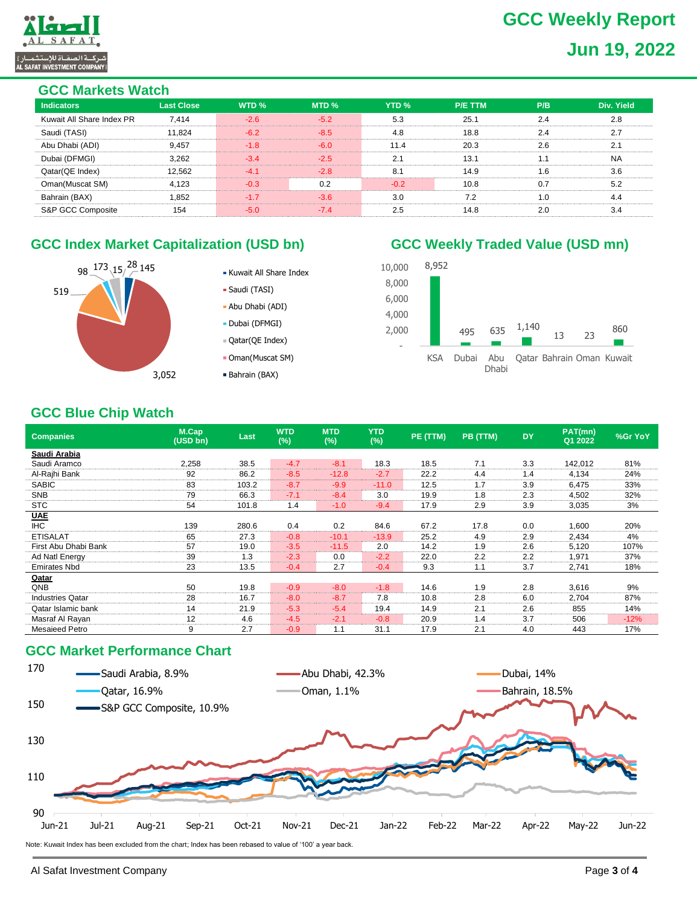# GCC Weekly Report

**Jun 19, 2022**

## GCC Markets Watch

| Indicators | Last Close | WTD % | MTD % | YTD % | P/E TTM | P/B | Div. Yield |
|---|---|---|---|---|---|---|---|
| Kuwait All Share Index PR | 7,414 | -2.6 | -5.2 | 5.3 | 25.1 | 2.4 | 2.8 |
| Saudi (TASI) | 11,824 | -6.2 | -8.5 | 4.8 | 18.8 | 2.4 | 2.7 |
| Abu Dhabi (ADI) | 9,457 | -1.8 | -6.0 | 11.4 | 20.3 | 2.6 | 2.1 |
| Dubai (DFMGI) | 3,262 | -3.4 | -2.5 | 2.1 | 13.1 | 1.1 | NA |
| Qatar(QE Index) | 12,562 | -4.1 | -2.8 | 8.1 | 14.9 | 1.6 | 3.6 |
| Oman(Muscat SM) | 4,123 | -0.3 | 0.2 | -0.2 | 10.8 | 0.7 | 5.2 |
| Bahrain (BAX) | 1,852 | -1.7 | -3.6 | 3.0 | 7.2 | 1.0 | 4.4 |
| S&P GCC Composite | 154 | -5.0 | -7.4 | 2.5 | 14.8 | 2.0 | 3.4 |

## GCC Index Market Capitalization (USD bn)

| Index | Market Cap (USD bn) |
|---|---|
| Kuwait All Share Index | 145 |
| Saudi (TASI) | 3,052 |
| Abu Dhabi (ADI) | 519 |
| Dubai (DFMGI) | 98 |
| Qatar(QE Index) | 173 |
| Oman(Muscat SM) | 15 |
| Bahrain (BAX) | 28 |

## GCC Weekly Traded Value (USD mn)

| KSA | Dubai | Abu Dhabi | Qatar | Bahrain | Oman | Kuwait |
|---|---|---|---|---|---|---|
| 8,952 | 495 | 635 | 1,140 | 13 | 23 | 860 |

## GCC Blue Chip Watch

| Companies | M.Cap (USD bn) | Last | WTD (%) | MTD (%) | YTD (%) | PE (TTM) | PB (TTM) | DY | PAT(mn) Q1 2022 | %Gr YoY |
|---|---|---|---|---|---|---|---|---|---|---|
| **Saudi Arabia** | | | | | | | | | | |
| Saudi Aramco | 2,258 | 38.5 | -4.7 | -8.1 | 18.3 | 18.5 | 7.1 | 3.3 | 142,012 | 81% |
| Al-Rajhi Bank | 92 | 86.2 | -8.5 | -12.8 | -2.7 | 22.2 | 4.4 | 1.4 | 4,134 | 24% |
| SABIC | 83 | 103.2 | -8.7 | -9.9 | -11.0 | 12.5 | 1.7 | 3.9 | 6,475 | 33% |
| SNB | 79 | 66.3 | -7.1 | -8.4 | 3.0 | 19.9 | 1.8 | 2.3 | 4,502 | 32% |
| STC | 54 | 101.8 | 1.4 | -1.0 | -9.4 | 17.9 | 2.9 | 3.9 | 3,035 | 3% |
| **UAE** | | | | | | | | | | |
| IHC | 139 | 280.6 | 0.4 | 0.2 | 84.6 | 67.2 | 17.8 | 0.0 | 1,600 | 20% |
| ETISALAT | 65 | 27.3 | -0.8 | -10.1 | -13.9 | 25.2 | 4.9 | 2.9 | 2,434 | 4% |
| First Abu Dhabi Bank | 57 | 19.0 | -3.5 | -11.5 | 2.0 | 14.2 | 1.9 | 2.6 | 5,120 | 107% |
| Ad Natl Energy | 39 | 1.3 | -2.3 | 0.0 | -2.2 | 22.0 | 2.2 | 2.2 | 1,971 | 37% |
| Emirates Nbd | 23 | 13.5 | -0.4 | 2.7 | -0.4 | 9.3 | 1.1 | 3.7 | 2,741 | 18% |
| **Qatar** | | | | | | | | | | |
| QNB | 50 | 19.8 | -0.9 | -8.0 | -1.8 | 14.6 | 1.9 | 2.8 | 3,616 | 9% |
| Industries Qatar | 28 | 16.7 | -8.0 | -8.7 | 7.8 | 10.8 | 2.8 | 6.0 | 2,704 | 87% |
| Qatar Islamic bank | 14 | 21.9 | -5.3 | -5.4 | 19.4 | 14.9 | 2.1 | 2.6 | 855 | 14% |
| Masraf Al Rayan | 12 | 4.6 | -4.5 | -2.1 | -0.8 | 20.9 | 1.4 | 3.7 | 506 | -12% |
| Mesaieed Petro | 9 | 2.7 | -0.9 | 1.1 | 31.1 | 17.9 | 2.1 | 4.0 | 443 | 17% |

## GCC Market Performance Chart

Legend: Saudi Arabia, 8.9%; Abu Dhabi, 42.3%; Dubai, 14%; Qatar, 16.9%; Oman, 1.1%; Bahrain, 18.5%; S&P GCC Composite, 10.9%

Note: Kuwait Index has been excluded from the chart; Index has been rebased to value of '100' a year back.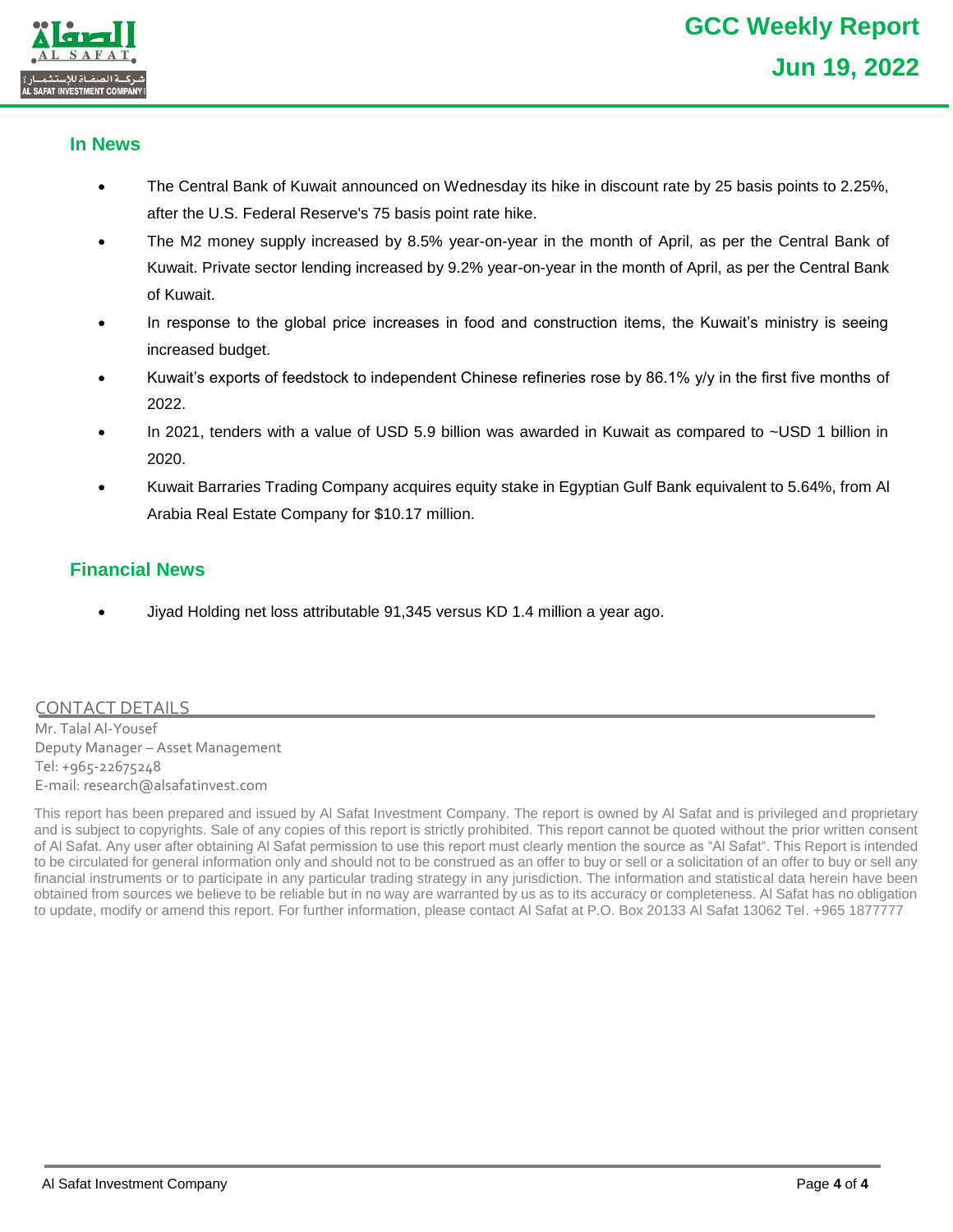## In News

- The Central Bank of Kuwait announced on Wednesday its hike in discount rate by 25 basis points to 2.25%, after the U.S. Federal Reserve's 75 basis point rate hike.
- The M2 money supply increased by 8.5% year-on-year in the month of April, as per the Central Bank of Kuwait. Private sector lending increased by 9.2% year-on-year in the month of April, as per the Central Bank of Kuwait.
- In response to the global price increases in food and construction items, the Kuwait's ministry is seeing increased budget.
- Kuwait's exports of feedstock to independent Chinese refineries rose by 86.1% y/y in the first five months of 2022.
- In 2021, tenders with a value of USD 5.9 billion was awarded in Kuwait as compared to ~USD 1 billion in 2020.
- Kuwait Barraries Trading Company acquires equity stake in Egyptian Gulf Bank equivalent to 5.64%, from Al Arabia Real Estate Company for $10.17 million.

## Financial News

- Jiyad Holding net loss attributable 91,345 versus KD 1.4 million a year ago.

CONTACT DETAILS

Mr. Talal Al-Yousef
Deputy Manager – Asset Management
Tel: +965-22675248
E-mail: research@alsafatinvest.com

This report has been prepared and issued by Al Safat Investment Company. The report is owned by Al Safat and is privileged and proprietary and is subject to copyrights. Sale of any copies of this report is strictly prohibited. This report cannot be quoted without the prior written consent of Al Safat. Any user after obtaining Al Safat permission to use this report must clearly mention the source as "Al Safat". This Report is intended to be circulated for general information only and should not to be construed as an offer to buy or sell or a solicitation of an offer to buy or sell any financial instruments or to participate in any particular trading strategy in any jurisdiction. The information and statistical data herein have been obtained from sources we believe to be reliable but in no way are warranted by us as to its accuracy or completeness. Al Safat has no obligation to update, modify or amend this report. For further information, please contact Al Safat at P.O. Box 20133 Al Safat 13062 Tel. +965 1877777